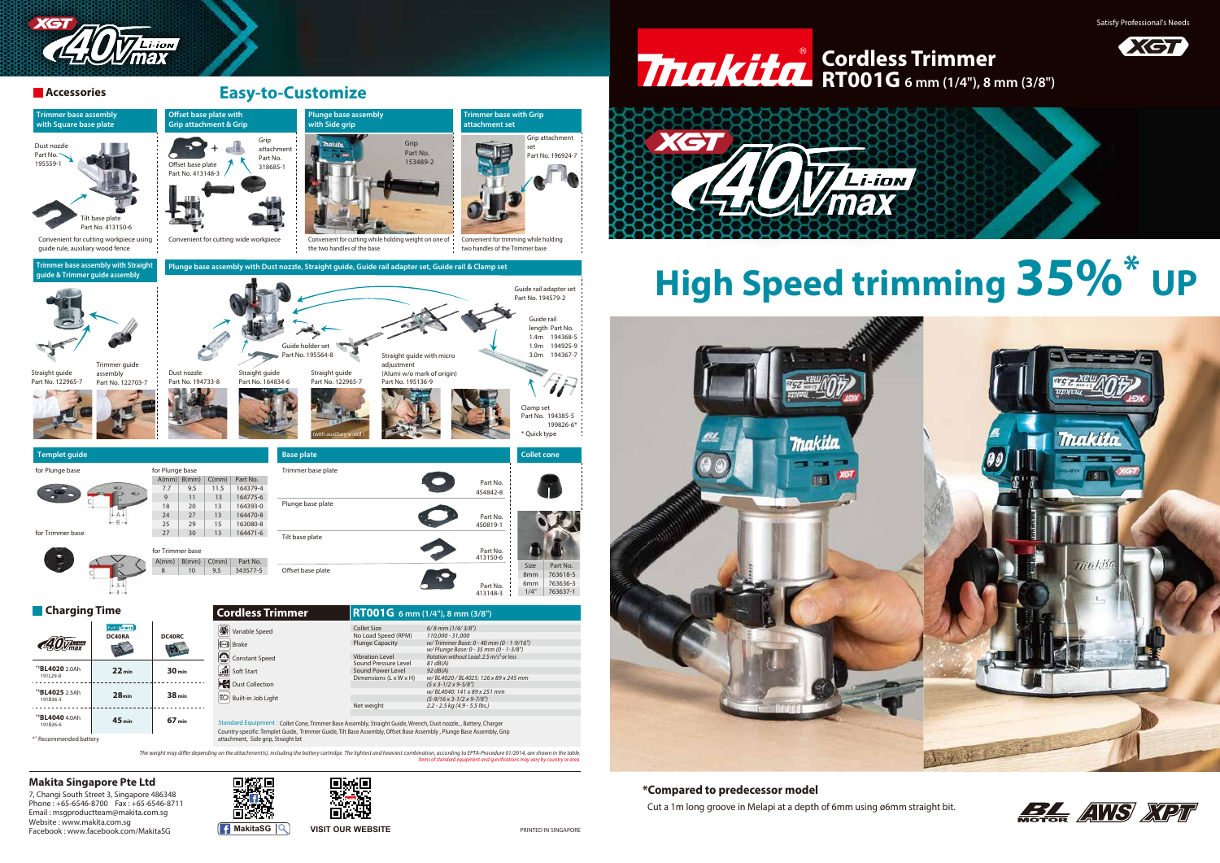Satisfy Professional's Needs

# Makita Cordless Trimmer RT001G 6 mm (1/4"), 8 mm (3/8")

XGT 40Vmax Li-ion

## High Speed trimming 35%* UP

**\*Compared to predecessor model**

Cut a 1m long groove in Melapi at a depth of 6mm using ø6mm straight bit.

BL MOTOR · AWS · XPT

## Accessories

## Easy-to-Customize

### Trimmer base assembly with Square base plate

Dust nozzle Part No. 195559-1

Tilt base plate Part No. 413150-6

Convenient for cutting workpiece using guide rule, auxiliary wood fence

### Offset base plate with Grip attachment & Grip

Offset base plate Part No. 413148-3

Grip attachment Part No. 318685-1

Convenient for cutting wide workpiece

### Plunge base assembly with Side grip

Grip Part No. 153489-2

Convenient for cutting while holding weight on one of the two handles of the base

### Trimmer base with Grip attachment set

Grip attachment set Part No. 196924-7

Convenient for trimming while holding two handles of the Trimmer base

### Trimmer base assembly with Straight guide & Trimmer guide assembly

Straight guide Part No. 122965-7

Trimmer guide assembly Part No. 122703-7

### Plunge base assembly with Dust nozzle, Straight guide, Guide rail adapter set, Guide rail & Clamp set

Dust nozzle Part No. 194733-8

Straight guide Part No. 164834-6

Guide holder set Part No. 195564-8

Straight guide Part No. 122965-7

(with auxiliary wood)

Straight guide with micro adjustment (Alumi w/o mark of origin) Part No. 195136-9

Guide rail adapter set Part No. 194579-2

Guide rail

| length | Part No. |
|---|---|
| 1.4m | 194368-5 |
| 1.9m | 194925-9 |
| 3.0m | 194367-7 |

Clamp set Part No. 194385-5, 199826-6*

\* Quick type

### Templet guide

for Plunge base

| A(mm) | B(mm) | C(mm) | Part No. |
|---|---|---|---|
| 7.7 | 9.5 | 11.5 | 164379-4 |
| 9 | 11 | 13 | 164775-6 |
| 18 | 20 | 13 | 164393-0 |
| 24 | 27 | 13 | 164470-8 |
| 25 | 29 | 15 | 163080-8 |
| 27 | 30 | 13 | 164471-6 |

for Trimmer base

| A(mm) | B(mm) | C(mm) | Part No. |
|---|---|---|---|
| 8 | 10 | 9.5 | 343577-5 |

### Base plate

| Base plate | Part No. |
|---|---|
| Trimmer base plate | 454842-8 |
| Plunge base plate | 450819-1 |
| Tilt base plate | 413150-6 |
| Offset base plate | 413148-3 |

### Collet cone

| Size | Part No. |
|---|---|
| 8mm | 763618-5 |
| 6mm | 763636-3 |
| 1/4" | 763637-1 |

## Charging Time

| 40Vmax | DC40RA | DC40RC |
|---|---|---|
| *1 BL4020 2.0Ah 191L29-0 | 22 min | 30 min |
| *1 BL4025 2.5Ah 191B36-3 | 28 min | 38 min |
| *1 BL4040 4.0Ah 191B26-6 | 45 min | 67 min |

\*1 Recommended battery

## Cordless Trimmer RT001G 6 mm (1/4"), 8 mm (3/8")

- Variable Speed
- Brake
- Constant Speed
- Soft Start
- Dust Collection
- Built-in Job Light

| Specification | |
|---|---|
| Collet Size | 6/ 8 mm (1/4" 3/8") |
| No Load Speed (RPM) | 110,000 - 31,000 |
| Plunge Capacity | w/ Trimmer Base: 0 - 40 mm (0 - 1-9/16"); w/ Plunge Base: 0 - 35 mm (0 - 1-3/8") |
| Vibration Level | Rotation without Load: 2.5 m/s² or less |
| Sound Pressure Level | 81 dB(A) |
| Sound Power Level | 92 dB(A) |
| Dimensions (L x W x H) | w/ BL4020 / BL4025: 126 x 89 x 245 mm (5 x 3-1/2 x 9-5/8"); w/ BL4040: 141 x 89 x 251 mm (5-9/16 x 3-1/2 x 9-7/8") |
| Net weight | 2.2 - 2.5 kg (4.9 - 5.5 lbs.) |

Standard Equipment : Collet Cone, Trimmer Base Assembly, Straight Guide, Wrench, Dust nozzle, , Battery, Charger
Country-specific: Templet Guide, Trimmer Guide, Tilt Base Assembly, Offset Base Assembly , Grip attachment, Side grip, Straight bit

*The weight may differ depending on the attachment(s), including the battery cartridge. The lightest and heaviest combination, according to EPTA-Procedure 01/2014, are shown in the table.*
*Items of standard equipment and specifications may vary by country or area.*

**Makita Singapore Pte Ltd**

7, Changi South Street 3, Singapore 486348
Phone : +65-6546-8700 Fax : +65-6546-8711
Email : msgproductteam@makita.com.sg
Website : www.makita.com.sg
Facebook : www.facebook.com/MakitaSG

MakitaSG

VISIT OUR WEBSITE

PRINTED IN SINGAPORE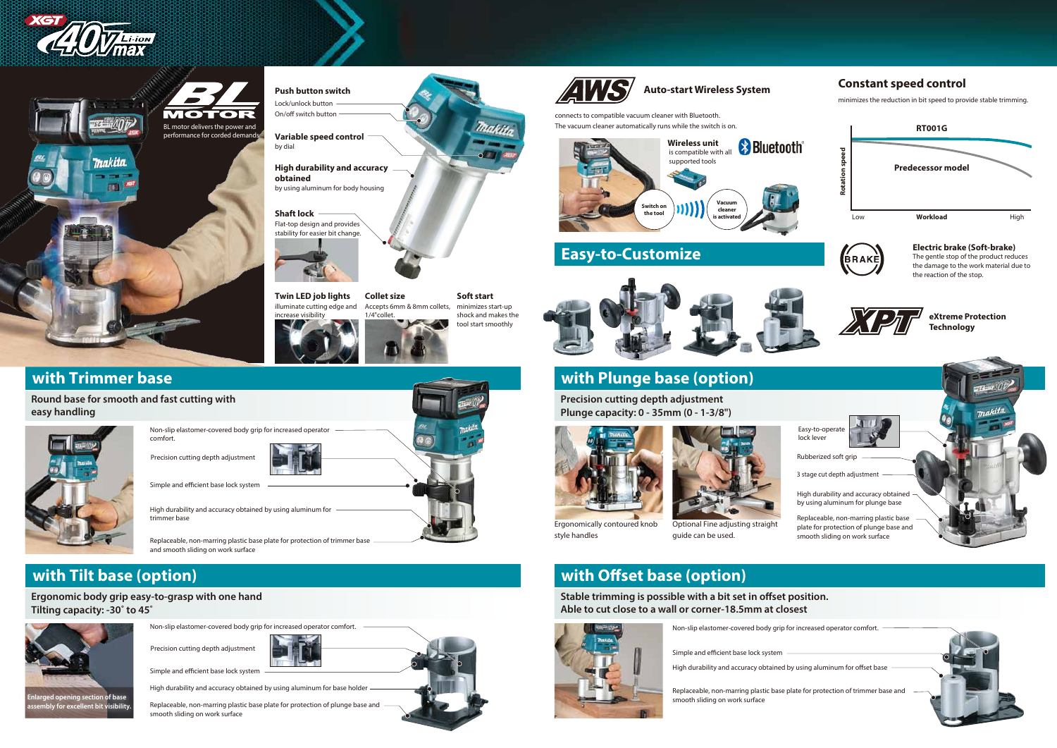XGT 40Vmax Li-ion

BL MOTOR

BL motor delivers the power and performance for corded demands

**Push button switch**
Lock/unlock button
On/off switch button

**Variable speed control**
by dial

**High durability and accuracy obtained**
by using aluminum for body housing

**Shaft lock**
Flat-top design and provides stability for easier bit change.

**Twin LED job lights**
illuminate cutting edge and increase visibility

**Collet size**
Accepts 6mm & 8mm collets, 1/4"collet.

**Soft start**
minimizes start-up shock and makes the tool start smoothly

## AWS Auto-start Wireless System

connects to compatible vacuum cleaner with Bluetooth.
The vacuum cleaner automatically runs while the switch is on.

**Wireless unit**
is compatible with all supported tools

Bluetooth

Switch on the tool

Vacuum cleaner is activated

## Constant speed control

minimizes the reduction in bit speed to provide stable trimming.

RT001G
Predecessor model
Rotation speed
Low
Workload
High

**Electric brake (Soft-brake)**
The gentle stop of the product reduces the damage to the work material due to the reaction of the stop.

BRAKE

XPT **eXtreme Protection Technology**

## Easy-to-Customize

## with Trimmer base

### Round base for smooth and fast cutting with easy handling

- Non-slip elastomer-covered body grip for increased operator comfort.
- Precision cutting depth adjustment
- Simple and efficient base lock system
- High durability and accuracy obtained by using aluminum for trimmer base
- Replaceable, non-marring plastic base plate for protection of trimmer base and smooth sliding on work surface

## with Plunge base (option)

### Precision cutting depth adjustment
### Plunge capacity: 0 - 35mm (0 - 1-3/8")

Ergonomically contoured knob style handles

Optional Fine adjusting straight guide can be used.

- Easy-to-operate lock lever
- Rubberized soft grip
- 3 stage cut depth adjustment
- High durability and accuracy obtained by using aluminum for plunge base
- Replaceable, non-marring plastic base plate for protection of plunge base and smooth sliding on work surface

## with Tilt base (option)

### Ergonomic body grip easy-to-grasp with one hand
### Tilting capacity: -30˚ to 45˚

Enlarged opening section of base assembly for excellent bit visibility.

- Non-slip elastomer-covered body grip for increased operator comfort.
- Precision cutting depth adjustment
- Simple and efficient base lock system
- High durability and accuracy obtained by using aluminum for base holder
- Replaceable, non-marring plastic base plate for protection of plunge base and smooth sliding on work surface

## with Offset base (option)

### Stable trimming is possible with a bit set in offset position.
### Able to cut close to a wall or corner-18.5mm at closest

- Non-slip elastomer-covered body grip for increased operator comfort.
- Simple and efficient base lock system
- High durability and accuracy obtained by using aluminum for offset base
- Replaceable, non-marring plastic base plate for protection of trimmer base and smooth sliding on work surface